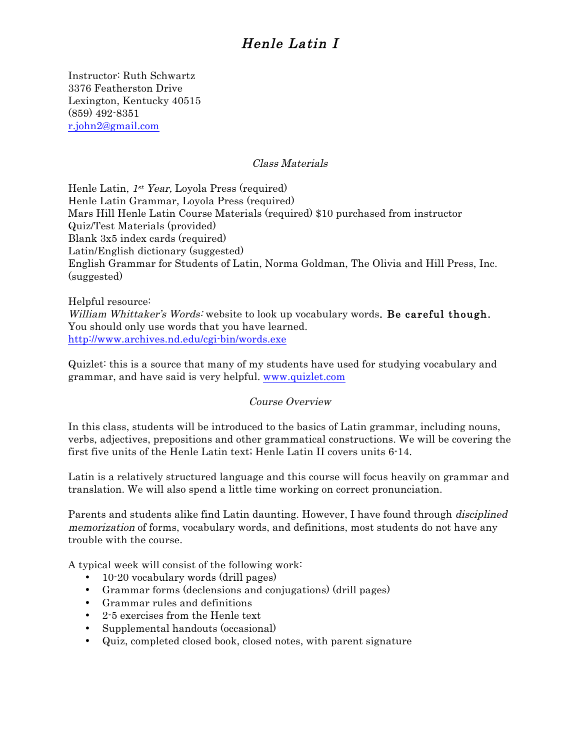# *Henle Latin I*

Instructor: Ruth Schwartz
3376 Featherston Drive
Lexington, Kentucky 40515
(859) 492-8351
r.john2@gmail.com

### *Class Materials*

Henle Latin, *1st Year,* Loyola Press (required)
Henle Latin Grammar, Loyola Press (required)
Mars Hill Henle Latin Course Materials (required) $10 purchased from instructor
Quiz/Test Materials (provided)
Blank 3x5 index cards (required)
Latin/English dictionary (suggested)
English Grammar for Students of Latin, Norma Goldman, The Olivia and Hill Press, Inc. (suggested)

Helpful resource:
*William Whittaker's Words:* website to look up vocabulary words. **Be careful though.** You should only use words that you have learned.
http://www.archives.nd.edu/cgi-bin/words.exe

Quizlet: this is a source that many of my students have used for studying vocabulary and grammar, and have said is very helpful. www.quizlet.com

### *Course Overview*

In this class, students will be introduced to the basics of Latin grammar, including nouns, verbs, adjectives, prepositions and other grammatical constructions. We will be covering the first five units of the Henle Latin text; Henle Latin II covers units 6-14.

Latin is a relatively structured language and this course will focus heavily on grammar and translation. We will also spend a little time working on correct pronunciation.

Parents and students alike find Latin daunting. However, I have found through *disciplined memorization* of forms, vocabulary words, and definitions, most students do not have any trouble with the course.

A typical week will consist of the following work:

- 10-20 vocabulary words (drill pages)
- Grammar forms (declensions and conjugations) (drill pages)
- Grammar rules and definitions
- 2-5 exercises from the Henle text
- Supplemental handouts (occasional)
- Quiz, completed closed book, closed notes, with parent signature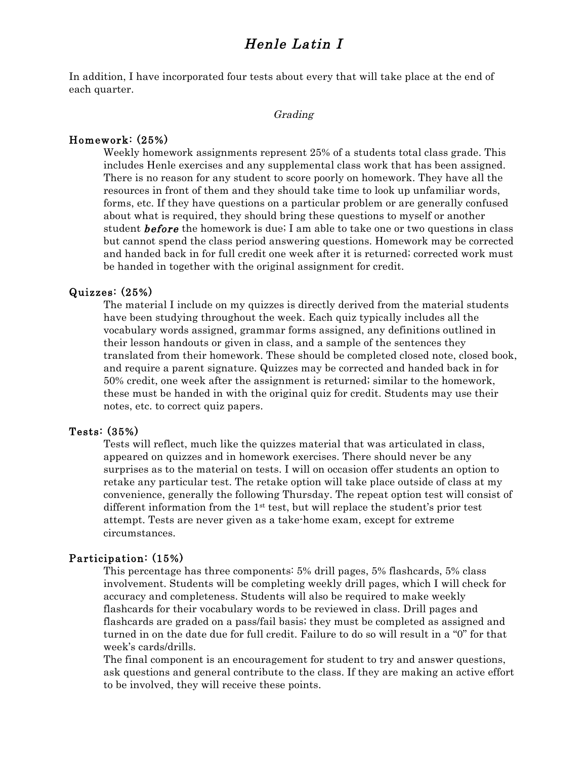In addition, I have incorporated four tests about every that will take place at the end of each quarter.

*Grading*

**Homework: (25%)**

Weekly homework assignments represent 25% of a students total class grade. This includes Henle exercises and any supplemental class work that has been assigned. There is no reason for any student to score poorly on homework. They have all the resources in front of them and they should take time to look up unfamiliar words, forms, etc. If they have questions on a particular problem or are generally confused about what is required, they should bring these questions to myself or another student ***before*** the homework is due; I am able to take one or two questions in class but cannot spend the class period answering questions. Homework may be corrected and handed back in for full credit one week after it is returned; corrected work must be handed in together with the original assignment for credit.

**Quizzes: (25%)**

The material I include on my quizzes is directly derived from the material students have been studying throughout the week. Each quiz typically includes all the vocabulary words assigned, grammar forms assigned, any definitions outlined in their lesson handouts or given in class, and a sample of the sentences they translated from their homework. These should be completed closed note, closed book, and require a parent signature. Quizzes may be corrected and handed back in for 50% credit, one week after the assignment is returned; similar to the homework, these must be handed in with the original quiz for credit. Students may use their notes, etc. to correct quiz papers.

**Tests: (35%)**

Tests will reflect, much like the quizzes material that was articulated in class, appeared on quizzes and in homework exercises. There should never be any surprises as to the material on tests. I will on occasion offer students an option to retake any particular test. The retake option will take place outside of class at my convenience, generally the following Thursday. The repeat option test will consist of different information from the 1st test, but will replace the student's prior test attempt. Tests are never given as a take-home exam, except for extreme circumstances.

**Participation: (15%)**

This percentage has three components: 5% drill pages, 5% flashcards, 5% class involvement. Students will be completing weekly drill pages, which I will check for accuracy and completeness. Students will also be required to make weekly flashcards for their vocabulary words to be reviewed in class. Drill pages and flashcards are graded on a pass/fail basis; they must be completed as assigned and turned in on the date due for full credit. Failure to do so will result in a "0" for that week's cards/drills.

The final component is an encouragement for student to try and answer questions, ask questions and general contribute to the class. If they are making an active effort to be involved, they will receive these points.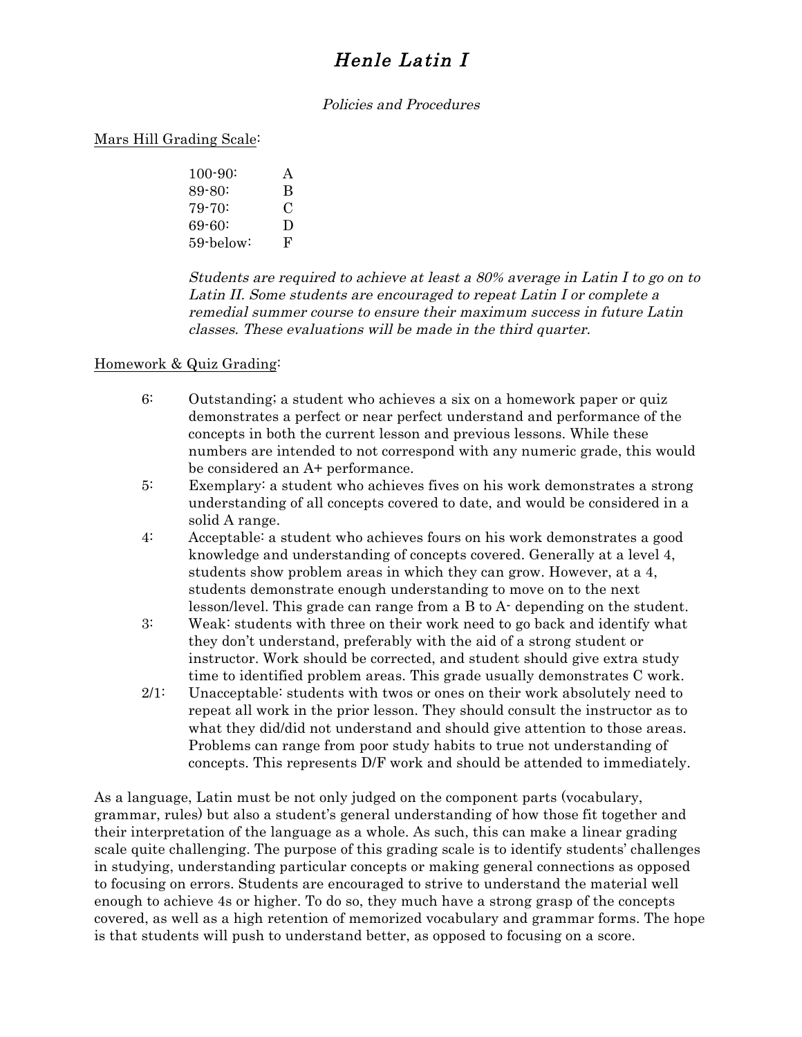# *Henle Latin I*

*Policies and Procedures*

Mars Hill Grading Scale:

| | |
|---|---|
| 100-90: | A |
| 89-80: | B |
| 79-70: | C |
| 69-60: | D |
| 59-below: | F |

*Students are required to achieve at least a 80% average in Latin I to go on to Latin II. Some students are encouraged to repeat Latin I or complete a remedial summer course to ensure their maximum success in future Latin classes. These evaluations will be made in the third quarter.*

Homework & Quiz Grading:

- 6: Outstanding; a student who achieves a six on a homework paper or quiz demonstrates a perfect or near perfect understand and performance of the concepts in both the current lesson and previous lessons. While these numbers are intended to not correspond with any numeric grade, this would be considered an A+ performance.
- 5: Exemplary: a student who achieves fives on his work demonstrates a strong understanding of all concepts covered to date, and would be considered in a solid A range.
- 4: Acceptable: a student who achieves fours on his work demonstrates a good knowledge and understanding of concepts covered. Generally at a level 4, students show problem areas in which they can grow. However, at a 4, students demonstrate enough understanding to move on to the next lesson/level. This grade can range from a B to A- depending on the student.
- 3: Weak: students with three on their work need to go back and identify what they don't understand, preferably with the aid of a strong student or instructor. Work should be corrected, and student should give extra study time to identified problem areas. This grade usually demonstrates C work.
- 2/1: Unacceptable: students with twos or ones on their work absolutely need to repeat all work in the prior lesson. They should consult the instructor as to what they did/did not understand and should give attention to those areas. Problems can range from poor study habits to true not understanding of concepts. This represents D/F work and should be attended to immediately.

As a language, Latin must be not only judged on the component parts (vocabulary, grammar, rules) but also a student's general understanding of how those fit together and their interpretation of the language as a whole. As such, this can make a linear grading scale quite challenging. The purpose of this grading scale is to identify students' challenges in studying, understanding particular concepts or making general connections as opposed to focusing on errors. Students are encouraged to strive to understand the material well enough to achieve 4s or higher. To do so, they much have a strong grasp of the concepts covered, as well as a high retention of memorized vocabulary and grammar forms. The hope is that students will push to understand better, as opposed to focusing on a score.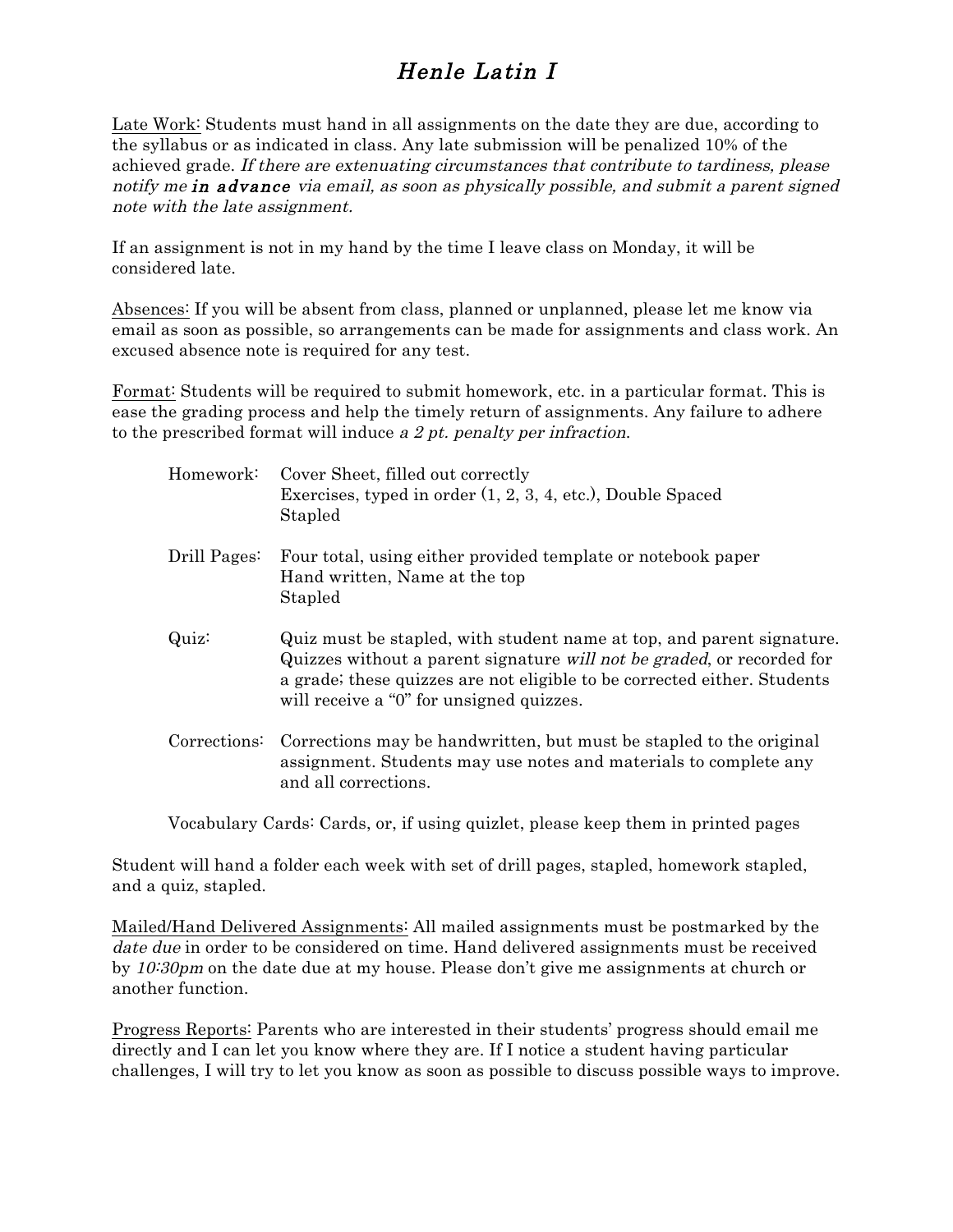# *Henle Latin I*

Late Work: Students must hand in all assignments on the date they are due, according to the syllabus or as indicated in class. Any late submission will be penalized 10% of the achieved grade. *If there are extenuating circumstances that contribute to tardiness, please notify me* ***in advance*** *via email, as soon as physically possible, and submit a parent signed note with the late assignment.*

If an assignment is not in my hand by the time I leave class on Monday, it will be considered late.

Absences: If you will be absent from class, planned or unplanned, please let me know via email as soon as possible, so arrangements can be made for assignments and class work. An excused absence note is required for any test.

Format: Students will be required to submit homework, etc. in a particular format. This is ease the grading process and help the timely return of assignments. Any failure to adhere to the prescribed format will induce *a 2 pt. penalty per infraction*.

Homework: Cover Sheet, filled out correctly
Exercises, typed in order (1, 2, 3, 4, etc.), Double Spaced
Stapled

Drill Pages: Four total, using either provided template or notebook paper
Hand written, Name at the top
Stapled

Quiz: Quiz must be stapled, with student name at top, and parent signature. Quizzes without a parent signature *will not be graded*, or recorded for a grade; these quizzes are not eligible to be corrected either. Students will receive a "0" for unsigned quizzes.

Corrections: Corrections may be handwritten, but must be stapled to the original assignment. Students may use notes and materials to complete any and all corrections.

Vocabulary Cards: Cards, or, if using quizlet, please keep them in printed pages

Student will hand a folder each week with set of drill pages, stapled, homework stapled, and a quiz, stapled.

Mailed/Hand Delivered Assignments: All mailed assignments must be postmarked by the *date due* in order to be considered on time. Hand delivered assignments must be received by *10:30pm* on the date due at my house. Please don't give me assignments at church or another function.

Progress Reports: Parents who are interested in their students' progress should email me directly and I can let you know where they are. If I notice a student having particular challenges, I will try to let you know as soon as possible to discuss possible ways to improve.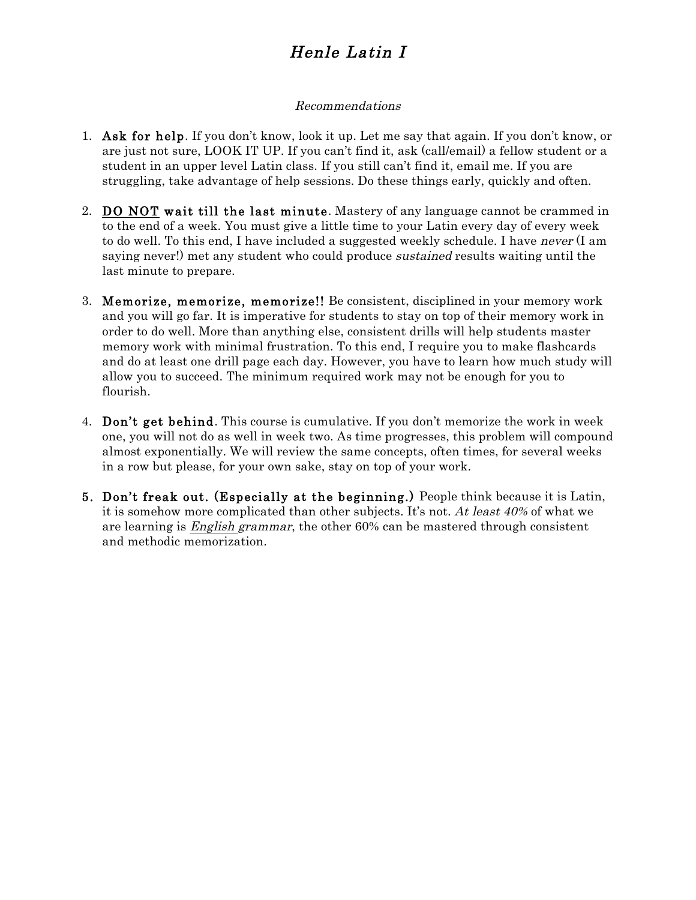# *Henle Latin I*

*Recommendations*

1. **Ask for help**. If you don't know, look it up. Let me say that again. If you don't know, or are just not sure, LOOK IT UP. If you can't find it, ask (call/email) a fellow student or a student in an upper level Latin class. If you still can't find it, email me. If you are struggling, take advantage of help sessions. Do these things early, quickly and often.

2. **<u>DO NOT</u> wait till the last minute**. Mastery of any language cannot be crammed in to the end of a week. You must give a little time to your Latin every day of every week to do well. To this end, I have included a suggested weekly schedule. I have *never* (I am saying never!) met any student who could produce *sustained* results waiting until the last minute to prepare.

3. **Memorize, memorize, memorize!!** Be consistent, disciplined in your memory work and you will go far. It is imperative for students to stay on top of their memory work in order to do well. More than anything else, consistent drills will help students master memory work with minimal frustration. To this end, I require you to make flashcards and do at least one drill page each day. However, you have to learn how much study will allow you to succeed. The minimum required work may not be enough for you to flourish.

4. **Don't get behind**. This course is cumulative. If you don't memorize the work in week one, you will not do as well in week two. As time progresses, this problem will compound almost exponentially. We will review the same concepts, often times, for several weeks in a row but please, for your own sake, stay on top of your work.

5. **Don't freak out. (Especially at the beginning.)** People think because it is Latin, it is somehow more complicated than other subjects. It's not. *At least 40%* of what we are learning is *<u>English</u> grammar*, the other 60% can be mastered through consistent and methodic memorization.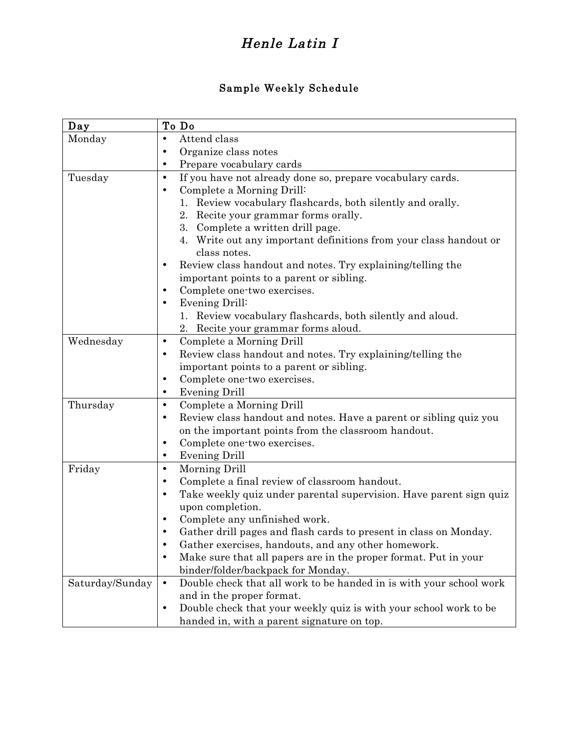# *Henle Latin I*

## Sample Weekly Schedule

| Day | To Do |
|---|---|
| Monday | • Attend class<br>• Organize class notes<br>• Prepare vocabulary cards |
| Tuesday | • If you have not already done so, prepare vocabulary cards.<br>• Complete a Morning Drill:<br>1. Review vocabulary flashcards, both silently and orally.<br>2. Recite your grammar forms orally.<br>3. Complete a written drill page.<br>4. Write out any important definitions from your class handout or class notes.<br>• Review class handout and notes. Try explaining/telling the important points to a parent or sibling.<br>• Complete one-two exercises.<br>• Evening Drill:<br>1. Review vocabulary flashcards, both silently and aloud.<br>2. Recite your grammar forms aloud. |
| Wednesday | • Complete a Morning Drill<br>• Review class handout and notes. Try explaining/telling the important points to a parent or sibling.<br>• Complete one-two exercises.<br>• Evening Drill |
| Thursday | • Complete a Morning Drill<br>• Review class handout and notes. Have a parent or sibling quiz you on the important points from the classroom handout.<br>• Complete one-two exercises.<br>• Evening Drill |
| Friday | • Morning Drill<br>• Complete a final review of classroom handout.<br>• Take weekly quiz under parental supervision. Have parent sign quiz upon completion.<br>• Complete any unfinished work.<br>• Gather drill pages and flash cards to present in class on Monday.<br>• Gather exercises, handouts, and any other homework.<br>• Make sure that all papers are in the proper format. Put in your binder/folder/backpack for Monday. |
| Saturday/Sunday | • Double check that all work to be handed in is with your school work and in the proper format.<br>• Double check that your weekly quiz is with your school work to be handed in, with a parent signature on top. |